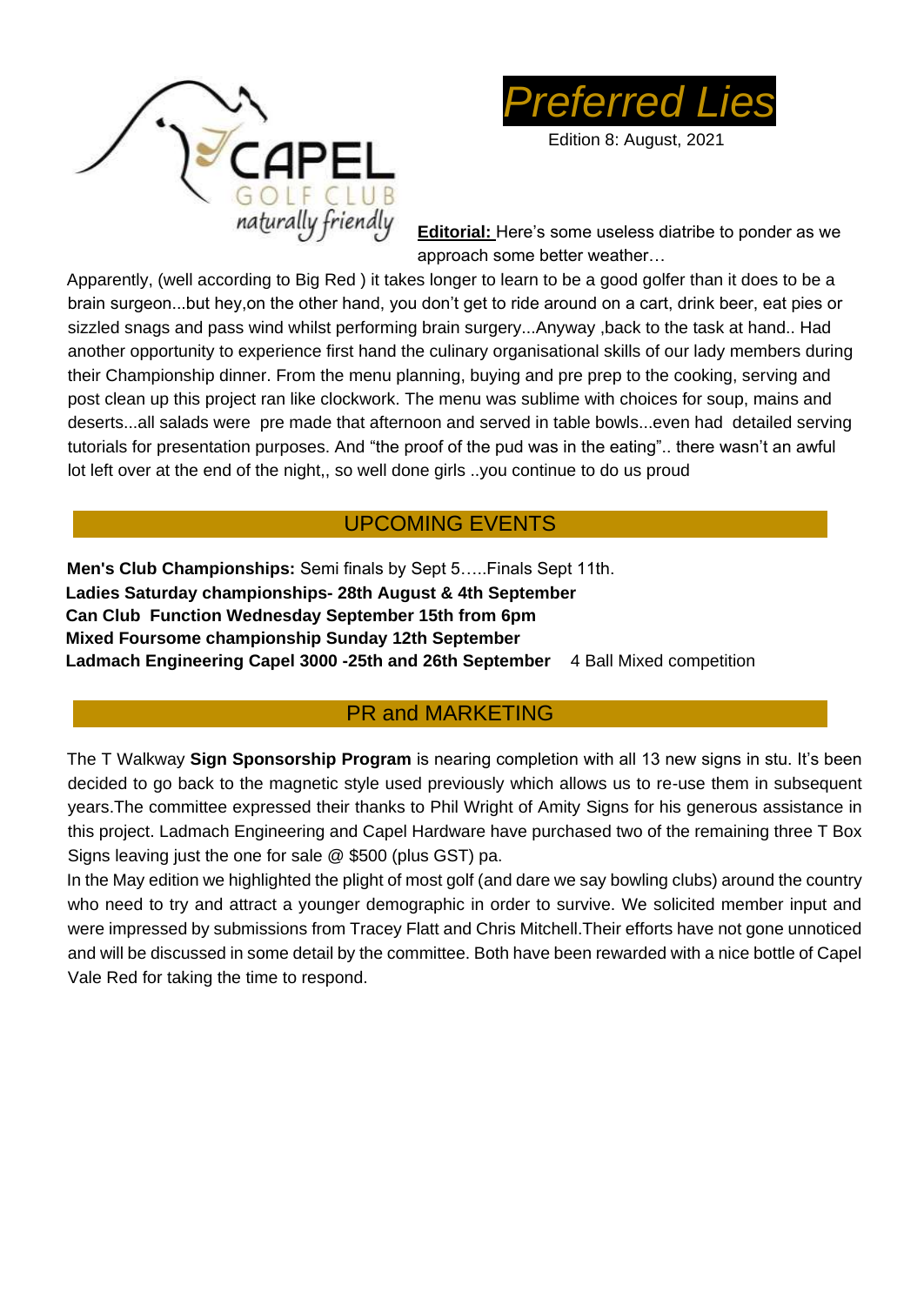CAPEL GOLF CLUB
naturally friendly

# Preferred Lies

Edition 8: August, 2021

**Editorial:** Here's some useless diatribe to ponder as we approach some better weather…

Apparently, (well according to Big Red ) it takes longer to learn to be a good golfer than it does to be a brain surgeon...but hey,on the other hand, you don't get to ride around on a cart, drink beer, eat pies or sizzled snags and pass wind whilst performing brain surgery...Anyway ,back to the task at hand.. Had another opportunity to experience first hand the culinary organisational skills of our lady members during their Championship dinner. From the menu planning, buying and pre prep to the cooking, serving and post clean up this project ran like clockwork. The menu was sublime with choices for soup, mains and deserts...all salads were pre made that afternoon and served in table bowls...even had detailed serving tutorials for presentation purposes. And "the proof of the pud was in the eating".. there wasn't an awful lot left over at the end of the night,, so well done girls ..you continue to do us proud

## UPCOMING EVENTS

**Men's Club Championships:** Semi finals by Sept 5…..Finals Sept 11th.
**Ladies Saturday championships- 28th August & 4th September**
**Can Club Function Wednesday September 15th from 6pm**
**Mixed Foursome championship Sunday 12th September**
**Ladmach Engineering Capel 3000 -25th and 26th September** 4 Ball Mixed competition

## PR and MARKETING

The T Walkway **Sign Sponsorship Program** is nearing completion with all 13 new signs in stu. It's been decided to go back to the magnetic style used previously which allows us to re-use them in subsequent years.The committee expressed their thanks to Phil Wright of Amity Signs for his generous assistance in this project. Ladmach Engineering and Capel Hardware have purchased two of the remaining three T Box Signs leaving just the one for sale @ $500 (plus GST) pa.

In the May edition we highlighted the plight of most golf (and dare we say bowling clubs) around the country who need to try and attract a younger demographic in order to survive. We solicited member input and were impressed by submissions from Tracey Flatt and Chris Mitchell.Their efforts have not gone unnoticed and will be discussed in some detail by the committee. Both have been rewarded with a nice bottle of Capel Vale Red for taking the time to respond.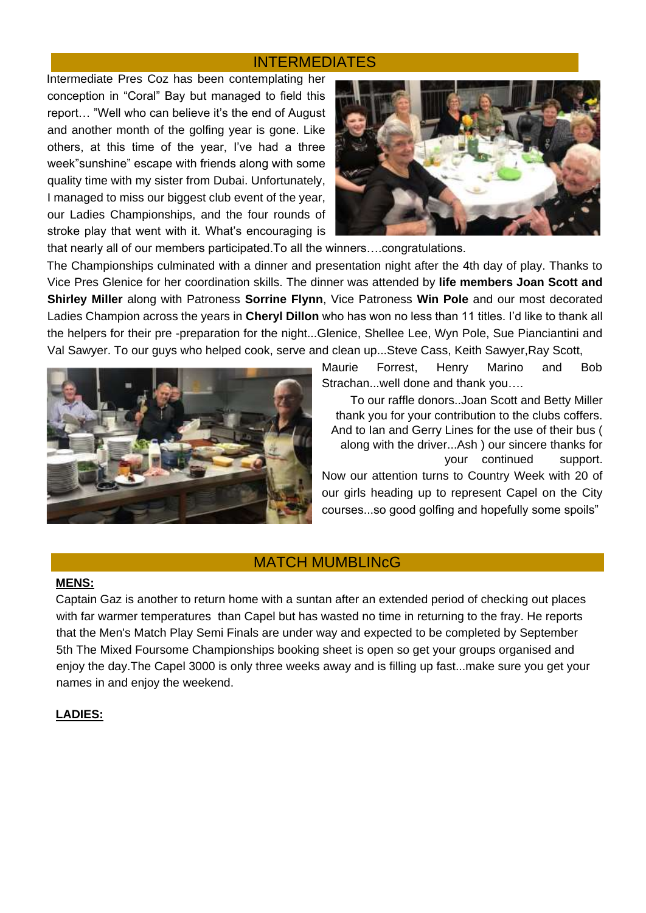## INTERMEDIATES

Intermediate Pres Coz has been contemplating her conception in "Coral" Bay but managed to field this report… "Well who can believe it's the end of August and another month of the golfing year is gone. Like others, at this time of the year, I've had a three week"sunshine" escape with friends along with some quality time with my sister from Dubai. Unfortunately, I managed to miss our biggest club event of the year, our Ladies Championships, and the four rounds of stroke play that went with it. What's encouraging is that nearly all of our members participated.To all the winners….congratulations.

The Championships culminated with a dinner and presentation night after the 4th day of play. Thanks to Vice Pres Glenice for her coordination skills. The dinner was attended by **life members Joan Scott and Shirley Miller** along with Patroness **Sorrine Flynn**, Vice Patroness **Win Pole** and our most decorated Ladies Champion across the years in **Cheryl Dillon** who has won no less than 11 titles. I'd like to thank all the helpers for their pre -preparation for the night...Glenice, Shellee Lee, Wyn Pole, Sue Pianciantini and Val Sawyer. To our guys who helped cook, serve and clean up...Steve Cass, Keith Sawyer,Ray Scott, Maurie Forrest, Henry Marino and Bob Strachan...well done and thank you….

To our raffle donors..Joan Scott and Betty Miller thank you for your contribution to the clubs coffers. And to Ian and Gerry Lines for the use of their bus ( along with the driver...Ash ) our sincere thanks for your continued support.

Now our attention turns to Country Week with 20 of our girls heading up to represent Capel on the City courses...so good golfing and hopefully some spoils"

## MATCH MUMBLINcG

**MENS:**

Captain Gaz is another to return home with a suntan after an extended period of checking out places with far warmer temperatures than Capel but has wasted no time in returning to the fray. He reports that the Men's Match Play Semi Finals are under way and expected to be completed by September 5th The Mixed Foursome Championships booking sheet is open so get your groups organised and enjoy the day.The Capel 3000 is only three weeks away and is filling up fast...make sure you get your names in and enjoy the weekend.

**LADIES:**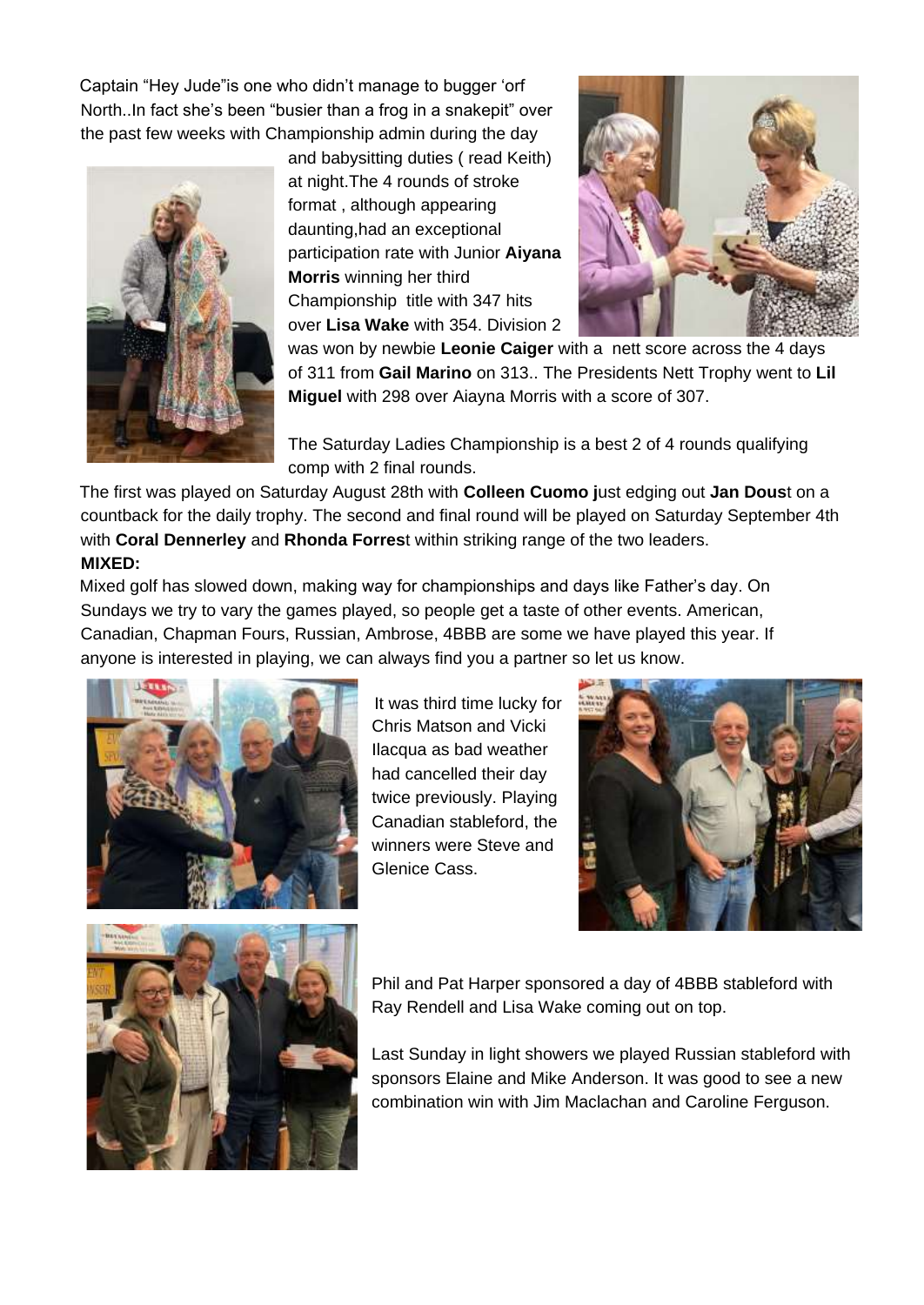Captain "Hey Jude"is one who didn't manage to bugger 'orf North..In fact she's been "busier than a frog in a snakepit" over the past few weeks with Championship admin during the day and babysitting duties ( read Keith) at night.The 4 rounds of stroke format , although appearing daunting,had an exceptional participation rate with Junior **Aiyana Morris** winning her third Championship title with 347 hits over **Lisa Wake** with 354. Division 2 was won by newbie **Leonie Caiger** with a nett score across the 4 days of 311 from **Gail Marino** on 313.. The Presidents Nett Trophy went to **Lil Miguel** with 298 over Aiayna Morris with a score of 307.

The Saturday Ladies Championship is a best 2 of 4 rounds qualifying comp with 2 final rounds.

The first was played on Saturday August 28th with **Colleen Cuomo j**ust edging out **Jan Dous**t on a countback for the daily trophy. The second and final round will be played on Saturday September 4th with **Coral Dennerley** and **Rhonda Forres**t within striking range of the two leaders.

**MIXED:**

Mixed golf has slowed down, making way for championships and days like Father's day. On Sundays we try to vary the games played, so people get a taste of other events. American, Canadian, Chapman Fours, Russian, Ambrose, 4BBB are some we have played this year. If anyone is interested in playing, we can always find you a partner so let us know.

It was third time lucky for Chris Matson and Vicki Ilacqua as bad weather had cancelled their day twice previously. Playing Canadian stableford, the winners were Steve and Glenice Cass.

Phil and Pat Harper sponsored a day of 4BBB stableford with Ray Rendell and Lisa Wake coming out on top.

Last Sunday in light showers we played Russian stableford with sponsors Elaine and Mike Anderson. It was good to see a new combination win with Jim Maclachan and Caroline Ferguson.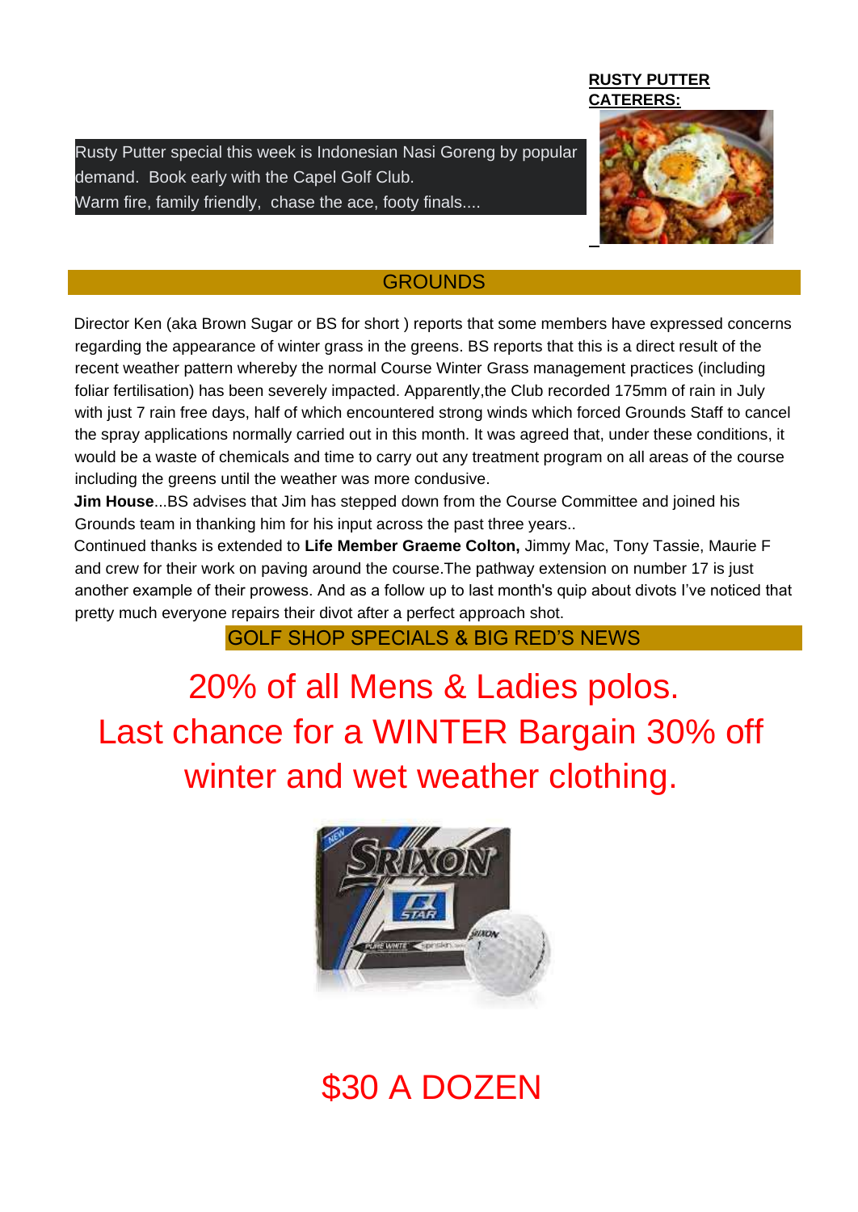**RUSTY PUTTER CATERERS:**

Rusty Putter special this week is Indonesian Nasi Goreng by popular demand. Book early with the Capel Golf Club.
Warm fire, family friendly, chase the ace, footy finals....

## GROUNDS

Director Ken (aka Brown Sugar or BS for short ) reports that some members have expressed concerns regarding the appearance of winter grass in the greens. BS reports that this is a direct result of the recent weather pattern whereby the normal Course Winter Grass management practices (including foliar fertilisation) has been severely impacted. Apparently,the Club recorded 175mm of rain in July with just 7 rain free days, half of which encountered strong winds which forced Grounds Staff to cancel the spray applications normally carried out in this month. It was agreed that, under these conditions, it would be a waste of chemicals and time to carry out any treatment program on all areas of the course including the greens until the weather was more condusive.

**Jim House**...BS advises that Jim has stepped down from the Course Committee and joined his Grounds team in thanking him for his input across the past three years..

Continued thanks is extended to **Life Member Graeme Colton,** Jimmy Mac, Tony Tassie, Maurie F and crew for their work on paving around the course.The pathway extension on number 17 is just another example of their prowess. And as a follow up to last month's quip about divots I've noticed that pretty much everyone repairs their divot after a perfect approach shot.

## GOLF SHOP SPECIALS & BIG RED'S NEWS

20% of all Mens & Ladies polos.
Last chance for a WINTER Bargain 30% off winter and wet weather clothing.

$30 A DOZEN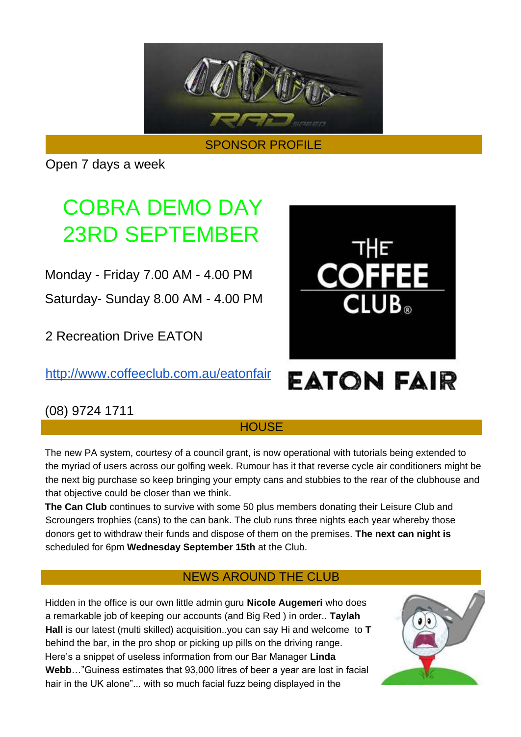## SPONSOR PROFILE

Open 7 days a week

# COBRA DEMO DAY 23RD SEPTEMBER

Monday - Friday 7.00 AM - 4.00 PM

Saturday- Sunday 8.00 AM - 4.00 PM

2 Recreation Drive EATON

[http://www.coffeeclub.com.au/eatonfair](http://www.coffeeclub.com.au/eatonfair)

THE COFFEE CLUB®

EATON FAIR

(08) 9724 1711

## HOUSE

The new PA system, courtesy of a council grant, is now operational with tutorials being extended to the myriad of users across our golfing week. Rumour has it that reverse cycle air conditioners might be the next big purchase so keep bringing your empty cans and stubbies to the rear of the clubhouse and that objective could be closer than we think.

**The Can Club** continues to survive with some 50 plus members donating their Leisure Club and Scroungers trophies (cans) to the can bank. The club runs three nights each year whereby those donors get to withdraw their funds and dispose of them on the premises. **The next can night is** scheduled for 6pm **Wednesday September 15th** at the Club.

## NEWS AROUND THE CLUB

Hidden in the office is our own little admin guru **Nicole Augemeri** who does a remarkable job of keeping our accounts (and Big Red ) in order.. **Taylah Hall** is our latest (multi skilled) acquisition..you can say Hi and welcome to **T** behind the bar, in the pro shop or picking up pills on the driving range. Here's a snippet of useless information from our Bar Manager **Linda Webb**…"Guiness estimates that 93,000 litres of beer a year are lost in facial hair in the UK alone"... with so much facial fuzz being displayed in the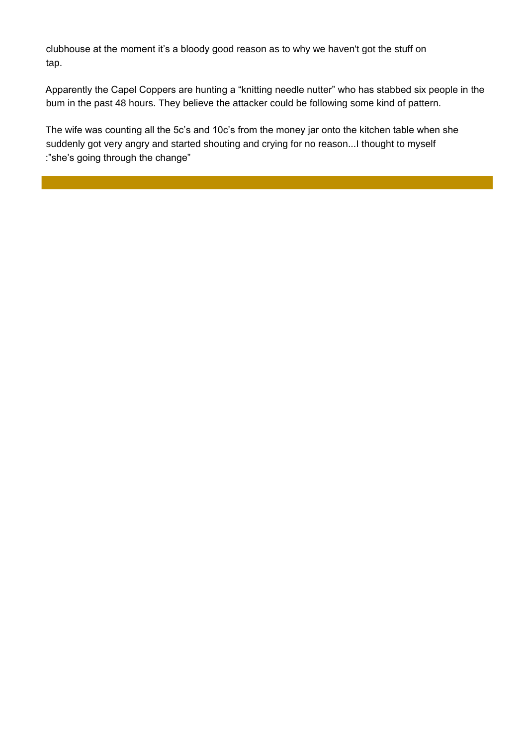clubhouse at the moment it's a bloody good reason as to why we haven't got the stuff on tap.

Apparently the Capel Coppers are hunting a "knitting needle nutter" who has stabbed six people in the bum in the past 48 hours. They believe the attacker could be following some kind of pattern.

The wife was counting all the 5c's and 10c's from the money jar onto the kitchen table when she suddenly got very angry and started shouting and crying for no reason...I thought to myself :"she's going through the change"